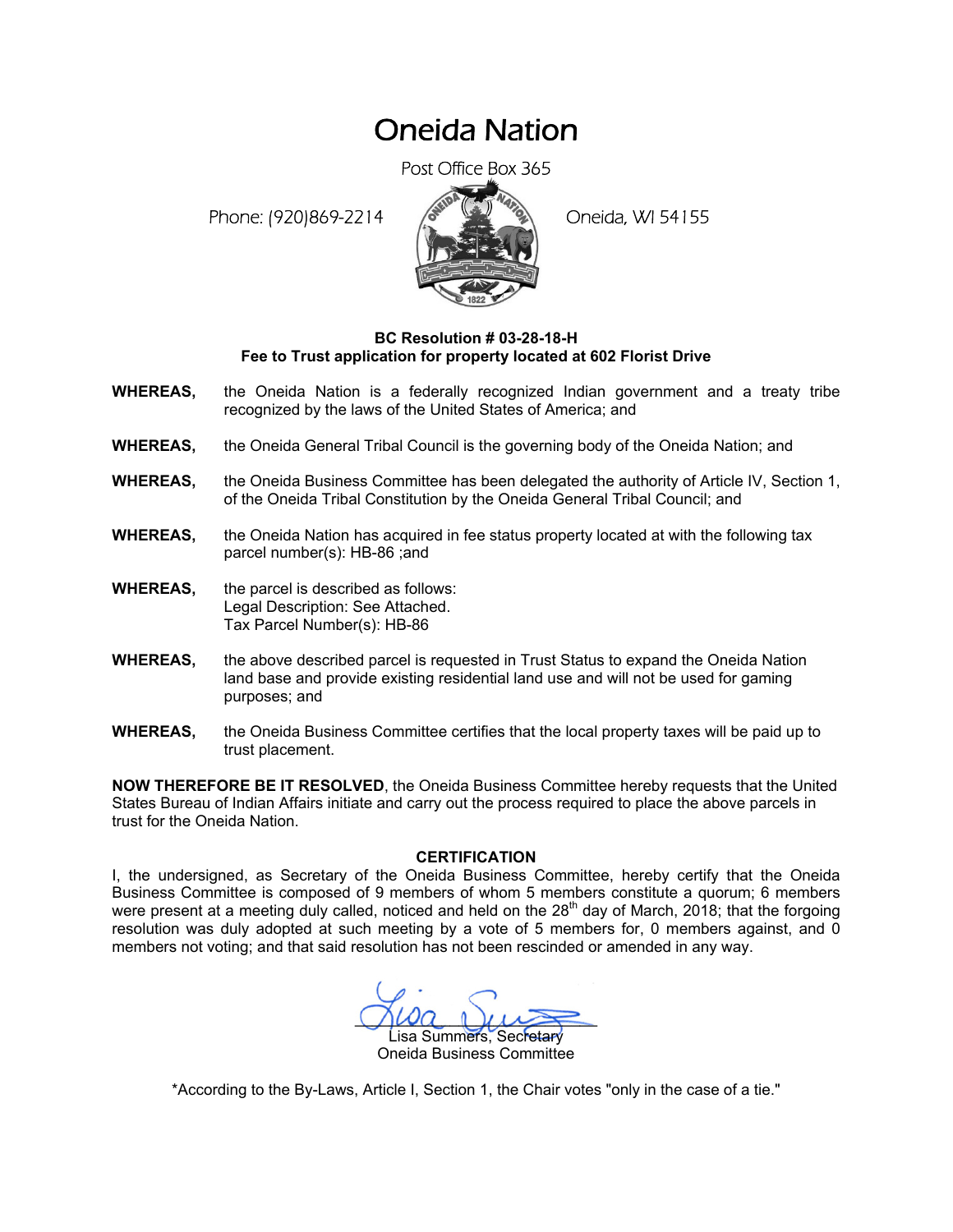# Oneida Nation

Post Office Box 365

Phone: (920)869-2214

Oneida, WI 54155

**BC Resolution # 03-28-18-H**
**Fee to Trust application for property located at 602 Florist Drive**

**WHEREAS,** the Oneida Nation is a federally recognized Indian government and a treaty tribe recognized by the laws of the United States of America; and

**WHEREAS,** the Oneida General Tribal Council is the governing body of the Oneida Nation; and

**WHEREAS,** the Oneida Business Committee has been delegated the authority of Article IV, Section 1, of the Oneida Tribal Constitution by the Oneida General Tribal Council; and

**WHEREAS,** the Oneida Nation has acquired in fee status property located at with the following tax parcel number(s): HB-86 ;and

**WHEREAS,** the parcel is described as follows:
Legal Description: See Attached.
Tax Parcel Number(s): HB-86

**WHEREAS,** the above described parcel is requested in Trust Status to expand the Oneida Nation land base and provide existing residential land use and will not be used for gaming purposes; and

**WHEREAS,** the Oneida Business Committee certifies that the local property taxes will be paid up to trust placement.

**NOW THEREFORE BE IT RESOLVED**, the Oneida Business Committee hereby requests that the United States Bureau of Indian Affairs initiate and carry out the process required to place the above parcels in trust for the Oneida Nation.

**CERTIFICATION**

I, the undersigned, as Secretary of the Oneida Business Committee, hereby certify that the Oneida Business Committee is composed of 9 members of whom 5 members constitute a quorum; 6 members were present at a meeting duly called, noticed and held on the 28th day of March, 2018; that the forgoing resolution was duly adopted at such meeting by a vote of 5 members for, 0 members against, and 0 members not voting; and that said resolution has not been rescinded or amended in any way.

Lisa Summers, Secretary
Oneida Business Committee

*According to the By-Laws, Article I, Section 1, the Chair votes "only in the case of a tie."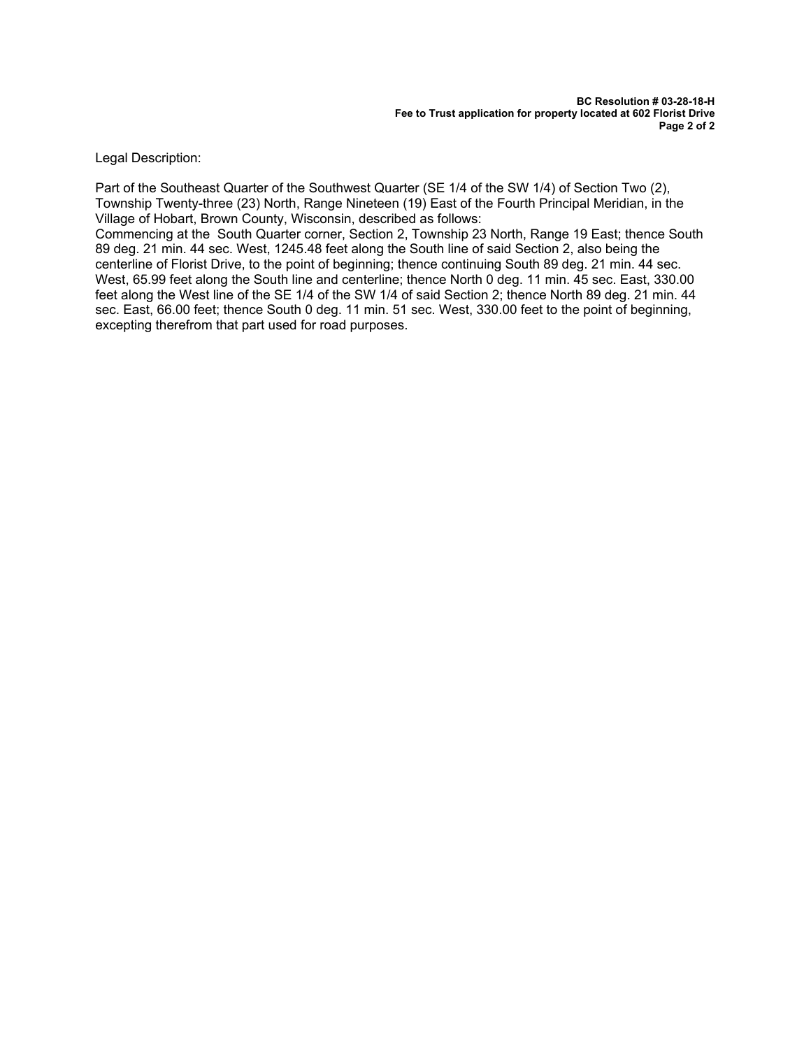Legal Description:

Part of the Southeast Quarter of the Southwest Quarter (SE 1/4 of the SW 1/4) of Section Two (2), Township Twenty-three (23) North, Range Nineteen (19) East of the Fourth Principal Meridian, in the Village of Hobart, Brown County, Wisconsin, described as follows:
Commencing at the South Quarter corner, Section 2, Township 23 North, Range 19 East; thence South 89 deg. 21 min. 44 sec. West, 1245.48 feet along the South line of said Section 2, also being the centerline of Florist Drive, to the point of beginning; thence continuing South 89 deg. 21 min. 44 sec. West, 65.99 feet along the South line and centerline; thence North 0 deg. 11 min. 45 sec. East, 330.00 feet along the West line of the SE 1/4 of the SW 1/4 of said Section 2; thence North 89 deg. 21 min. 44 sec. East, 66.00 feet; thence South 0 deg. 11 min. 51 sec. West, 330.00 feet to the point of beginning, excepting therefrom that part used for road purposes.